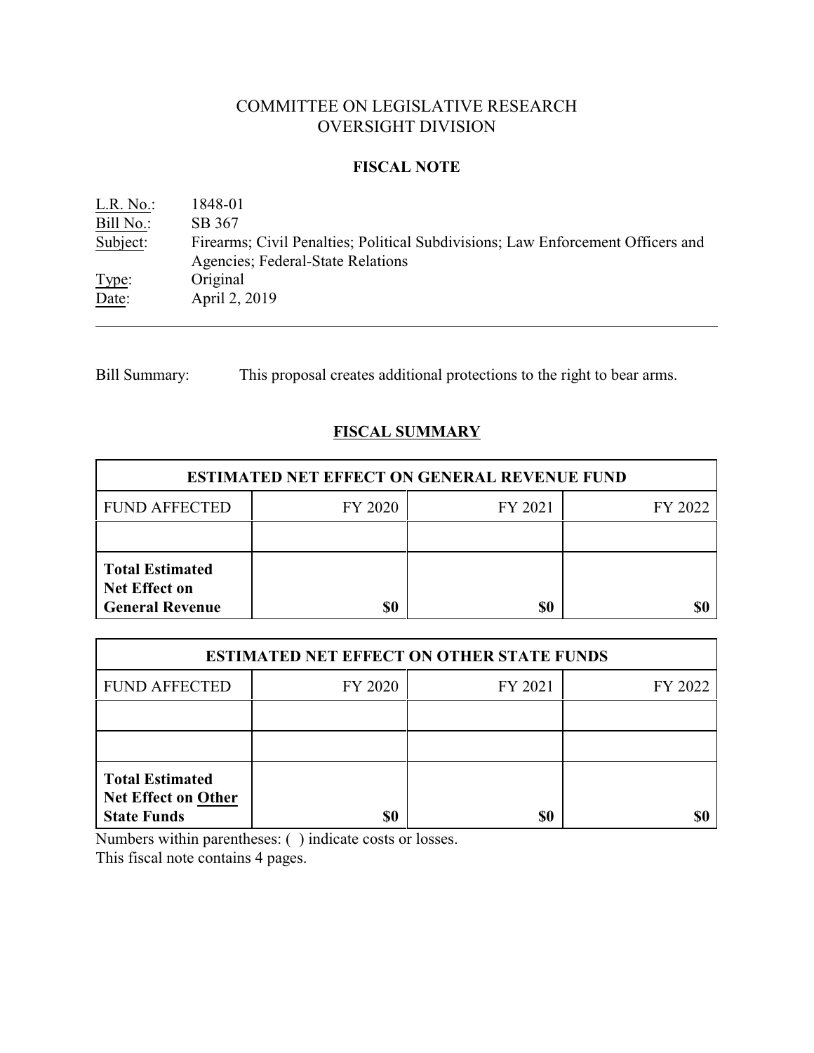# COMMITTEE ON LEGISLATIVE RESEARCH
# OVERSIGHT DIVISION

## FISCAL NOTE

L.R. No.: 1848-01
Bill No.: SB 367
Subject: Firearms; Civil Penalties; Political Subdivisions; Law Enforcement Officers and Agencies; Federal-State Relations
Type: Original
Date: April 2, 2019

---

Bill Summary: This proposal creates additional protections to the right to bear arms.

## FISCAL SUMMARY

| ESTIMATED NET EFFECT ON GENERAL REVENUE FUND | | | |
|---|---|---|---|
| FUND AFFECTED | FY 2020 | FY 2021 | FY 2022 |
| | | | |
| **Total Estimated Net Effect on General Revenue** | **$0** | **$0** | **$0** |

| ESTIMATED NET EFFECT ON OTHER STATE FUNDS | | | |
|---|---|---|---|
| FUND AFFECTED | FY 2020 | FY 2021 | FY 2022 |
| | | | |
| | | | |
| **Total Estimated Net Effect on Other State Funds** | **$0** | **$0** | **$0** |

Numbers within parentheses: ( ) indicate costs or losses.
This fiscal note contains 4 pages.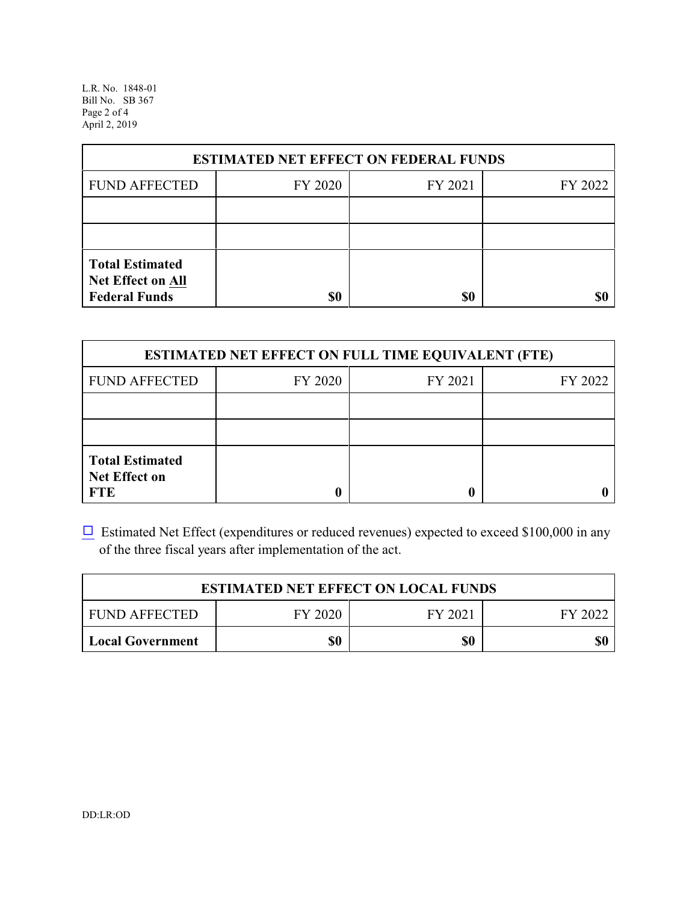| ESTIMATED NET EFFECT ON FEDERAL FUNDS | | | |
|---|---|---|---|
| FUND AFFECTED | FY 2020 | FY 2021 | FY 2022 |
| | | | |
| | | | |
| **Total Estimated Net Effect on All Federal Funds** | **$0** | **$0** | **$0** |

| ESTIMATED NET EFFECT ON FULL TIME EQUIVALENT (FTE) | | | |
|---|---|---|---|
| FUND AFFECTED | FY 2020 | FY 2021 | FY 2022 |
| | | | |
| | | | |
| **Total Estimated Net Effect on FTE** | **0** | **0** | **0** |

☐ Estimated Net Effect (expenditures or reduced revenues) expected to exceed $100,000 in any of the three fiscal years after implementation of the act.

| ESTIMATED NET EFFECT ON LOCAL FUNDS | | | |
|---|---|---|---|
| FUND AFFECTED | FY 2020 | FY 2021 | FY 2022 |
| **Local Government** | **$0** | **$0** | **$0** |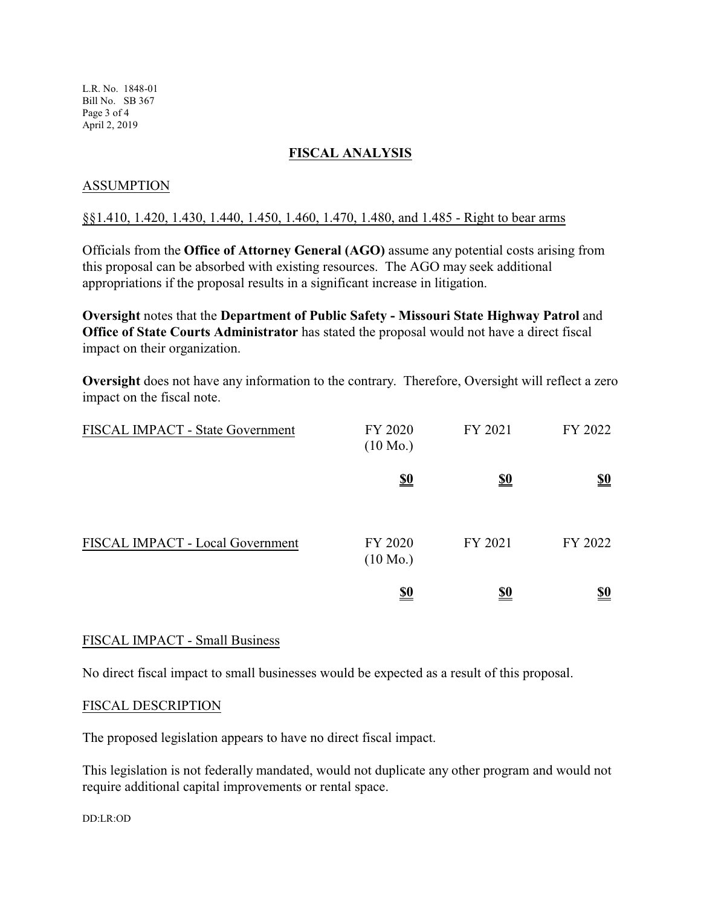## FISCAL ANALYSIS

### ASSUMPTION

§§1.410, 1.420, 1.430, 1.440, 1.450, 1.460, 1.470, 1.480, and 1.485 - Right to bear arms

Officials from the **Office of Attorney General (AGO)** assume any potential costs arising from this proposal can be absorbed with existing resources. The AGO may seek additional appropriations if the proposal results in a significant increase in litigation.

**Oversight** notes that the **Department of Public Safety - Missouri State Highway Patrol** and **Office of State Courts Administrator** has stated the proposal would not have a direct fiscal impact on their organization.

**Oversight** does not have any information to the contrary. Therefore, Oversight will reflect a zero impact on the fiscal note.

| FISCAL IMPACT - State Government | FY 2020 (10 Mo.) | FY 2021 | FY 2022 |
|---|---|---|---|
| | **$0** | **$0** | **$0** |

| FISCAL IMPACT - Local Government | FY 2020 (10 Mo.) | FY 2021 | FY 2022 |
|---|---|---|---|
| | **$0** | **$0** | **$0** |

### FISCAL IMPACT - Small Business

No direct fiscal impact to small businesses would be expected as a result of this proposal.

### FISCAL DESCRIPTION

The proposed legislation appears to have no direct fiscal impact.

This legislation is not federally mandated, would not duplicate any other program and would not require additional capital improvements or rental space.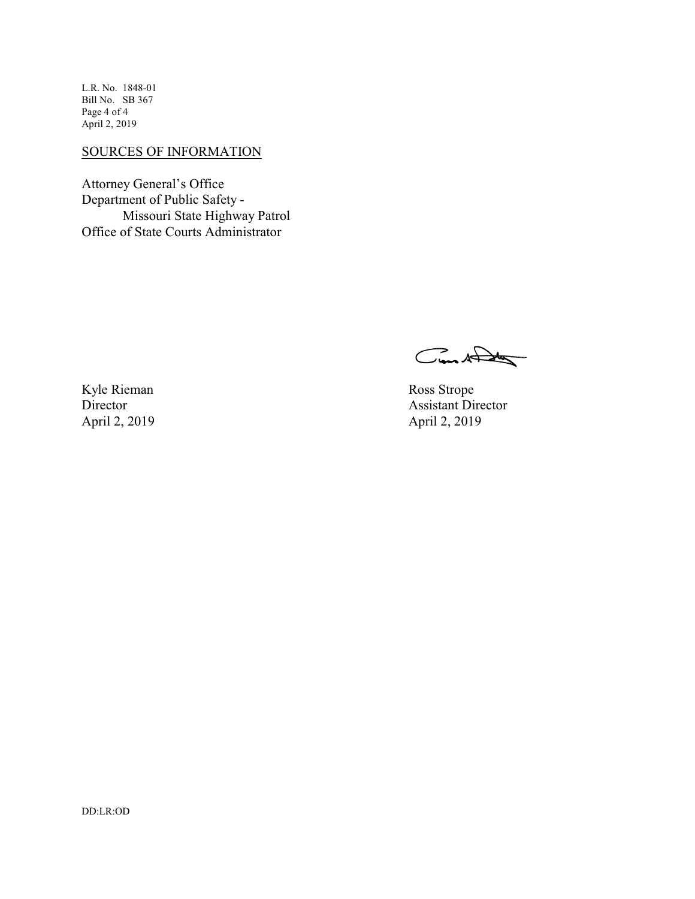## SOURCES OF INFORMATION

Attorney General's Office
Department of Public Safety -
    Missouri State Highway Patrol
Office of State Courts Administrator

| | |
|---|---|
| Kyle Rieman | Ross Strope |
| Director | Assistant Director |
| April 2, 2019 | April 2, 2019 |

DD:LR:OD